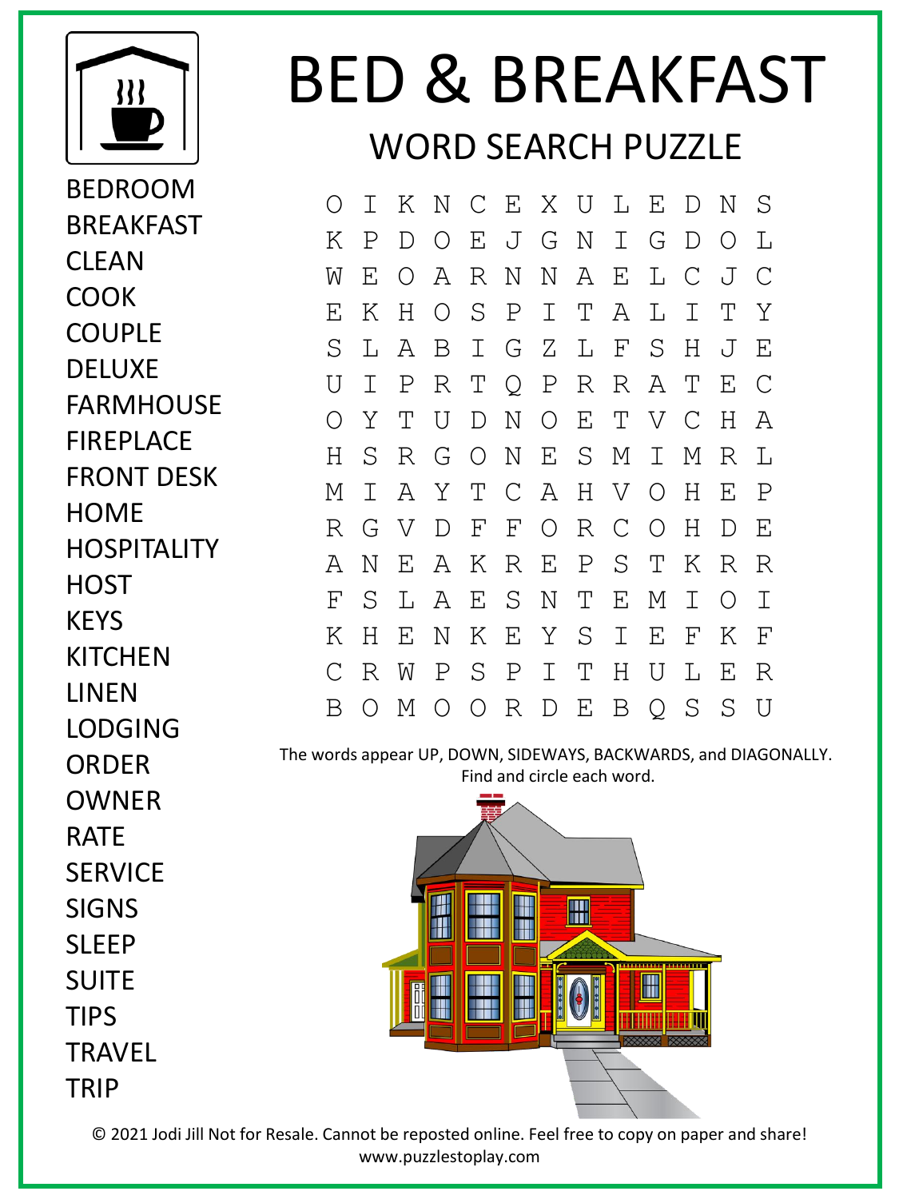# BED & BREAKFAST

## WORD SEARCH PUZZLE

BEDROOM
BREAKFAST
CLEAN
COOK
COUPLE
DELUXE
FARMHOUSE
FIREPLACE
FRONT DESK
HOME
HOSPITALITY
HOST
KEYS
KITCHEN
LINEN
LODGING
ORDER
OWNER
RATE
SERVICE
SIGNS
SLEEP
SUITE
TIPS
TRAVEL
TRIP

```
O I K N C E X U L E D N S
K P D O E J G N I G D O L
W E O A R N N A E L C J C
E K H O S P I T A L I T Y
S L A B I G Z L F S H J E
U I P R T Q P R R A T E C
O Y T U D N O E T V C H A
H S R G O N E S M I M R L
M I A Y T C A H V O H E P
R G V D F F O R C O H D E
A N E A K R E P S T K R R
F S L A E S N T E M I O I
K H E N K E Y S I E F K F
C R W P S P I T H U L E R
B O M O O R D E B Q S S U
```

The words appear UP, DOWN, SIDEWAYS, BACKWARDS, and DIAGONALLY.
Find and circle each word.

© 2021 Jodi Jill Not for Resale. Cannot be reposted online. Feel free to copy on paper and share!
www.puzzlestoplay.com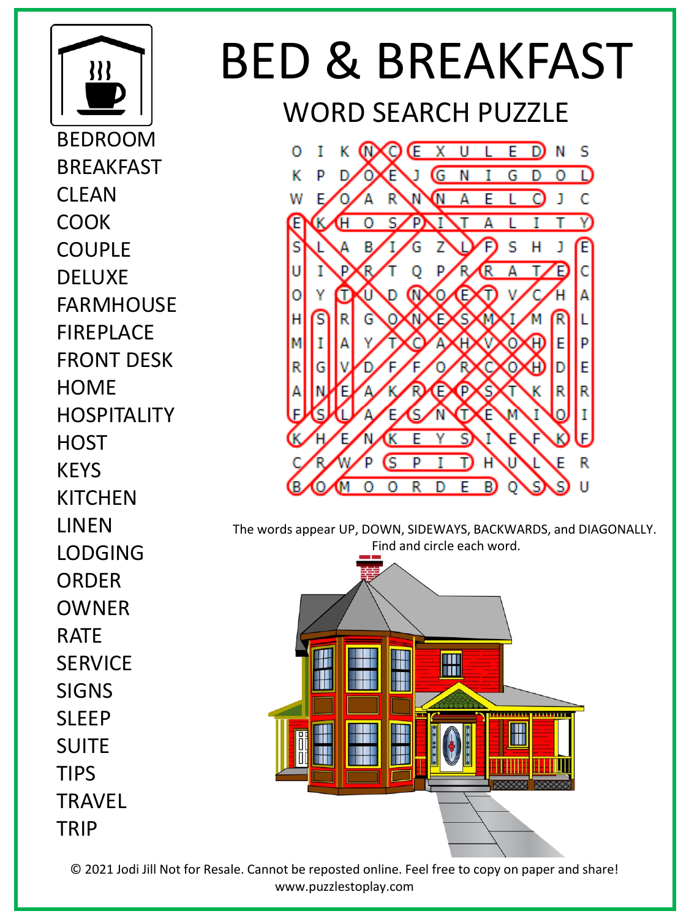# BED & BREAKFAST

## WORD SEARCH PUZZLE

BEDROOM
BREAKFAST
CLEAN
COOK
COUPLE
DELUXE
FARMHOUSE
FIREPLACE
FRONT DESK
HOME
HOSPITALITY
HOST
KEYS
KITCHEN
LINEN
LODGING
ORDER
OWNER
RATE
SERVICE
SIGNS
SLEEP
SUITE
TIPS
TRAVEL
TRIP

| | | | | | | | | | | | | |
|---|---|---|---|---|---|---|---|---|---|---|---|---|
| O | I | K | N | C | E | X | U | L | E | D | N | S |
| K | P | D | O | E | J | G | N | I | G | D | O | L |
| W | E | O | A | R | N | N | A | E | L | C | J | C |
| E | K | H | O | S | P | I | T | A | L | I | T | Y |
| S | L | A | B | I | G | Z | L | F | S | H | J | E |
| U | I | P | R | T | Q | P | R | R | A | T | E | C |
| O | Y | T | U | D | N | O | E | T | V | C | H | A |
| H | S | R | G | O | N | E | S | M | I | M | R | L |
| M | I | A | Y | T | C | A | H | V | O | H | E | P |
| R | G | V | D | F | F | O | R | C | O | H | D | E |
| A | N | E | A | K | R | E | P | S | T | K | R | R |
| F | S | L | A | E | S | N | T | E | M | I | O | I |
| K | H | E | N | K | E | Y | S | I | E | F | K | F |
| C | R | W | P | S | P | I | T | H | U | L | E | R |
| B | O | M | O | O | R | D | E | B | Q | S | S | U |

The words appear UP, DOWN, SIDEWAYS, BACKWARDS, and DIAGONALLY. Find and circle each word.

© 2021 Jodi Jill Not for Resale. Cannot be reposted online. Feel free to copy on paper and share!
www.puzzlestoplay.com